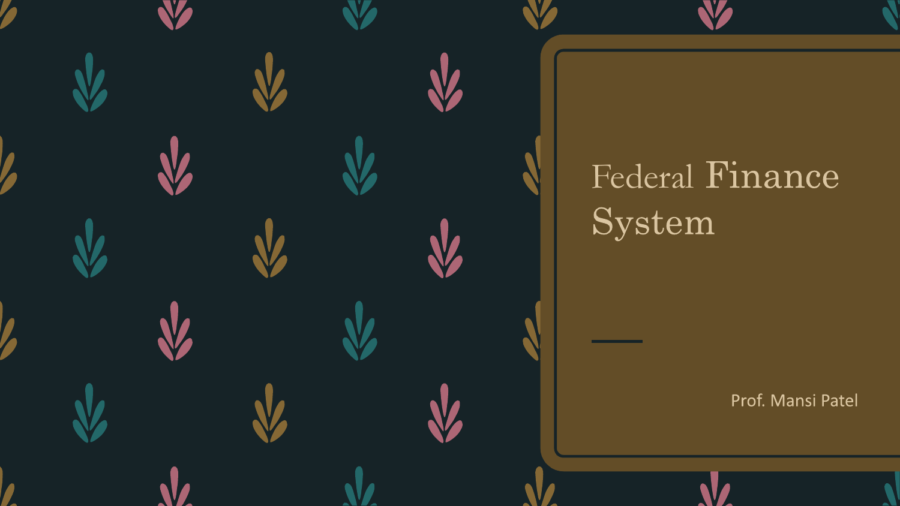# Federal Finance System

Prof. Mansi Patel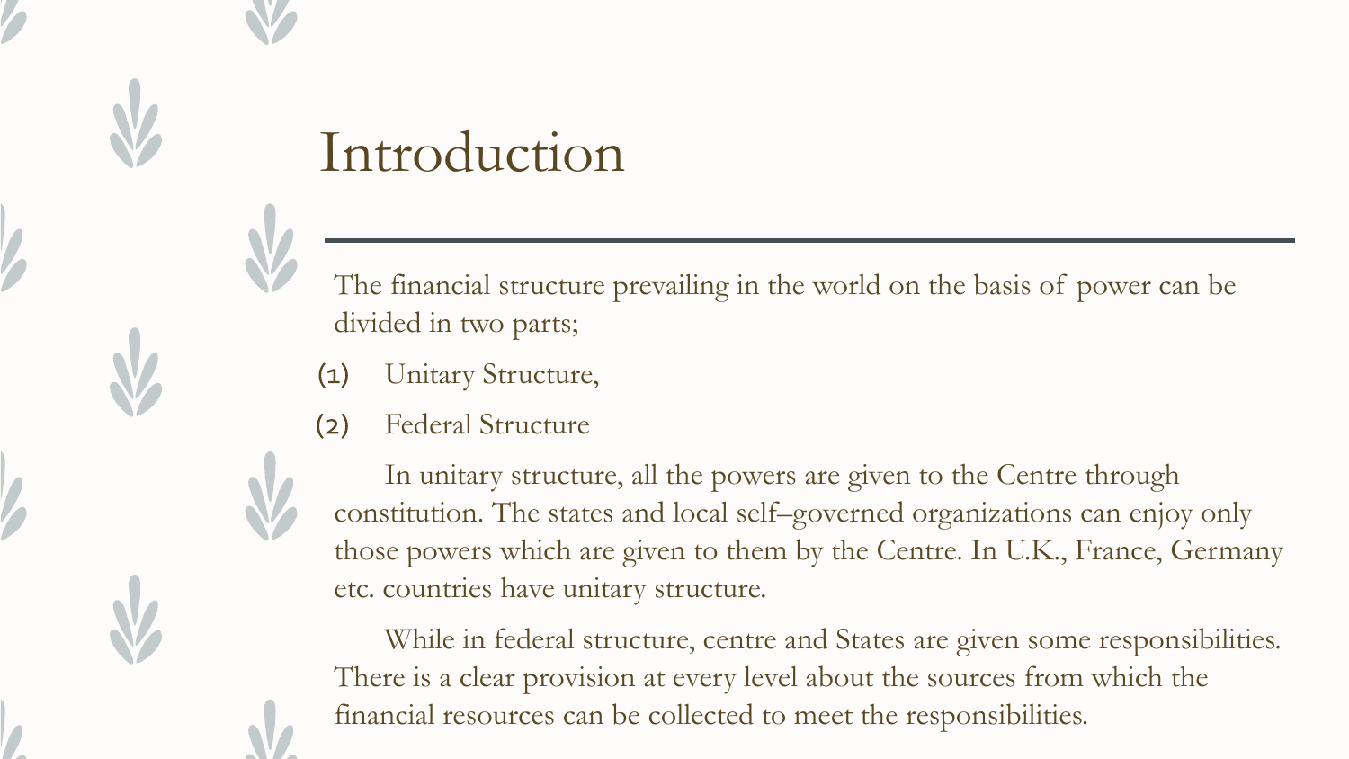# Introduction

The financial structure prevailing in the world on the basis of power can be divided in two parts;

(1) Unitary Structure,

(2) Federal Structure

In unitary structure, all the powers are given to the Centre through constitution. The states and local self–governed organizations can enjoy only those powers which are given to them by the Centre. In U.K., France, Germany etc. countries have unitary structure.

While in federal structure, centre and States are given some responsibilities. There is a clear provision at every level about the sources from which the financial resources can be collected to meet the responsibilities.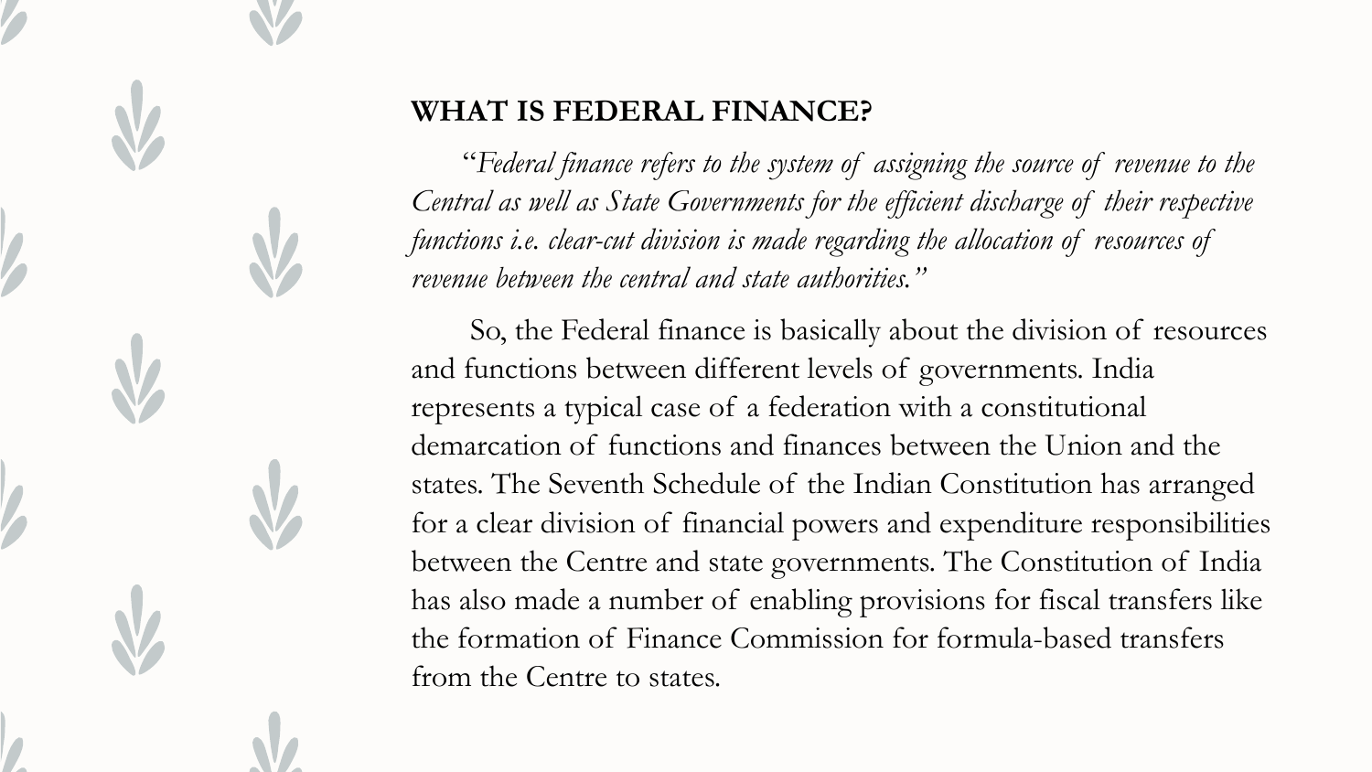## WHAT IS FEDERAL FINANCE?

*"Federal finance refers to the system of assigning the source of revenue to the Central as well as State Governments for the efficient discharge of their respective functions i.e. clear-cut division is made regarding the allocation of resources of revenue between the central and state authorities."*

So, the Federal finance is basically about the division of resources and functions between different levels of governments. India represents a typical case of a federation with a constitutional demarcation of functions and finances between the Union and the states. The Seventh Schedule of the Indian Constitution has arranged for a clear division of financial powers and expenditure responsibilities between the Centre and state governments. The Constitution of India has also made a number of enabling provisions for fiscal transfers like the formation of Finance Commission for formula-based transfers from the Centre to states.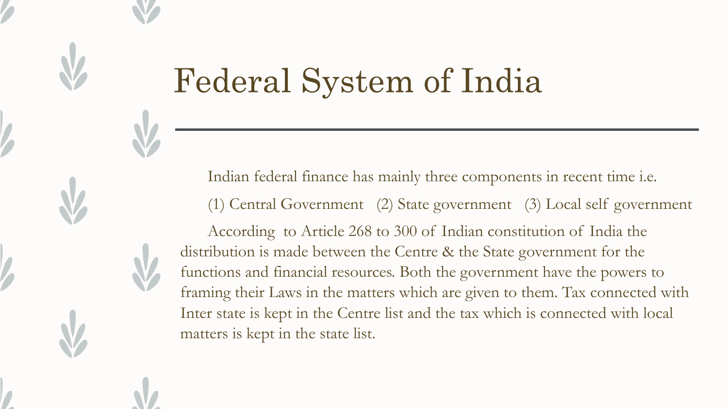# Federal System of India

Indian federal finance has mainly three components in recent time i.e.

(1) Central Government (2) State government (3) Local self government

According to Article 268 to 300 of Indian constitution of India the distribution is made between the Centre & the State government for the functions and financial resources. Both the government have the powers to framing their Laws in the matters which are given to them. Tax connected with Inter state is kept in the Centre list and the tax which is connected with local matters is kept in the state list.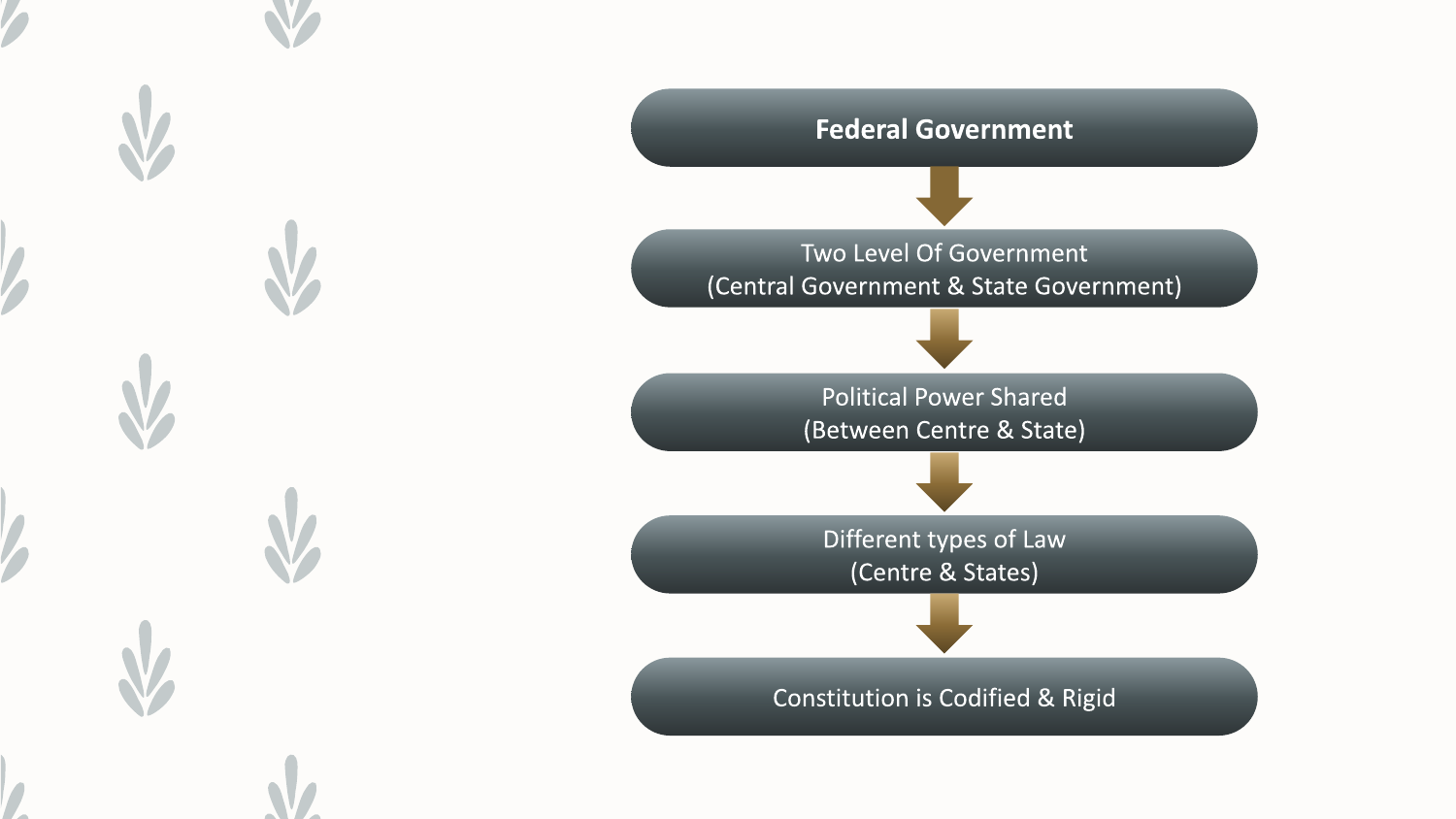**Federal Government**

↓

Two Level Of Government
(Central Government & State Government)

↓

Political Power Shared
(Between Centre & State)

↓

Different types of Law
(Centre & States)

↓

Constitution is Codified & Rigid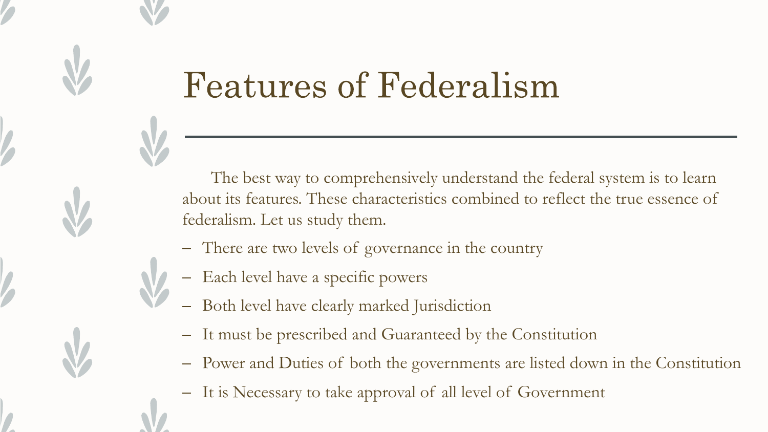# Features of Federalism

The best way to comprehensively understand the federal system is to learn about its features. These characteristics combined to reflect the true essence of federalism. Let us study them.

- There are two levels of governance in the country
- Each level have a specific powers
- Both level have clearly marked Jurisdiction
- It must be prescribed and Guaranteed by the Constitution
- Power and Duties of both the governments are listed down in the Constitution
- It is Necessary to take approval of all level of Government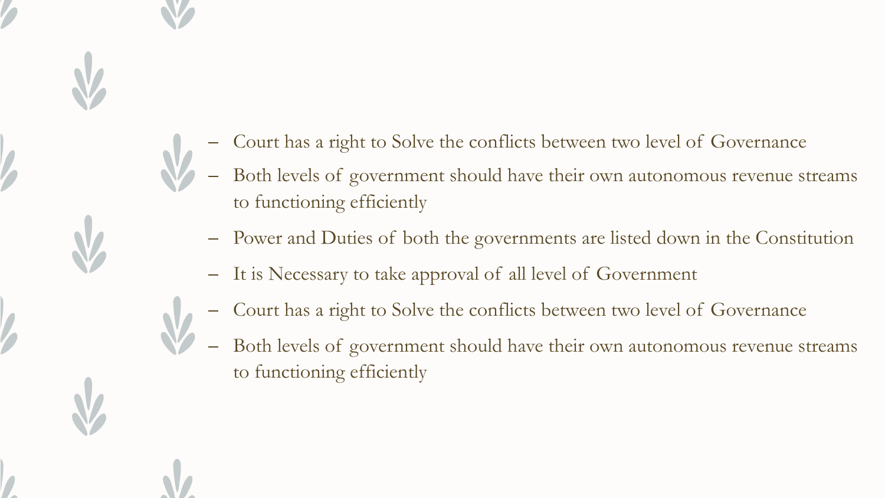- Court has a right to Solve the conflicts between two level of Governance
- Both levels of government should have their own autonomous revenue streams to functioning efficiently
- Power and Duties of both the governments are listed down in the Constitution
- It is Necessary to take approval of all level of Government
- Court has a right to Solve the conflicts between two level of Governance
- Both levels of government should have their own autonomous revenue streams to functioning efficiently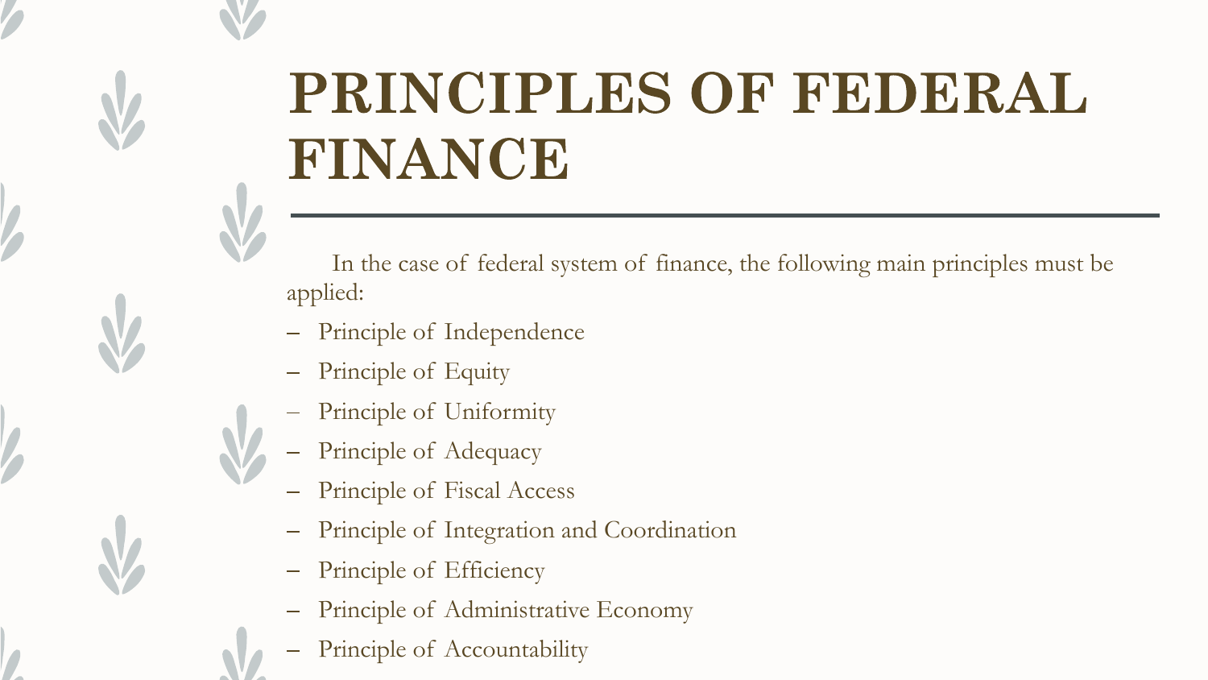# PRINCIPLES OF FEDERAL FINANCE

In the case of federal system of finance, the following main principles must be applied:

- Principle of Independence
- Principle of Equity
- Principle of Uniformity
- Principle of Adequacy
- Principle of Fiscal Access
- Principle of Integration and Coordination
- Principle of Efficiency
- Principle of Administrative Economy
- Principle of Accountability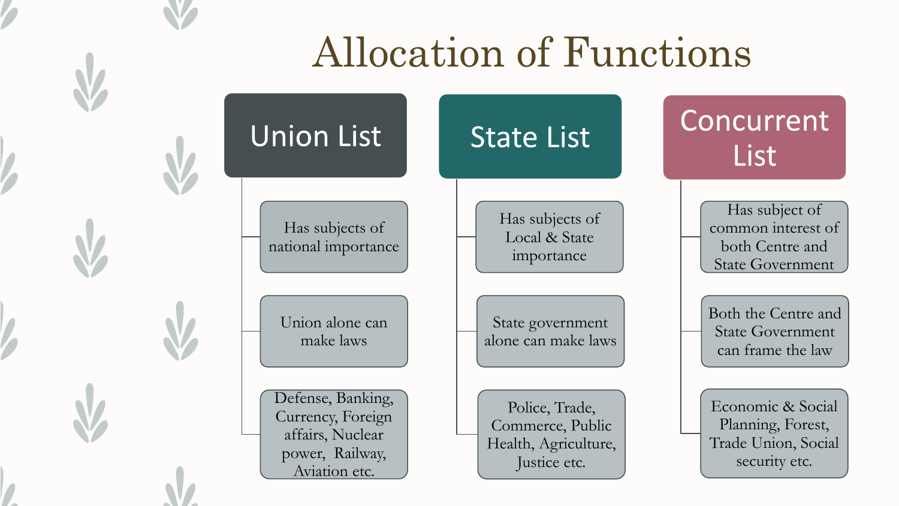# Allocation of Functions

## Union List

- Has subjects of national importance
- Union alone can make laws
- Defense, Banking, Currency, Foreign affairs, Nuclear power, Railway, Aviation etc.

## State List

- Has subjects of Local & State importance
- State government alone can make laws
- Police, Trade, Commerce, Public Health, Agriculture, Justice etc.

## Concurrent List

- Has subject of common interest of both Centre and State Government
- Both the Centre and State Government can frame the law
- Economic & Social Planning, Forest, Trade Union, Social security etc.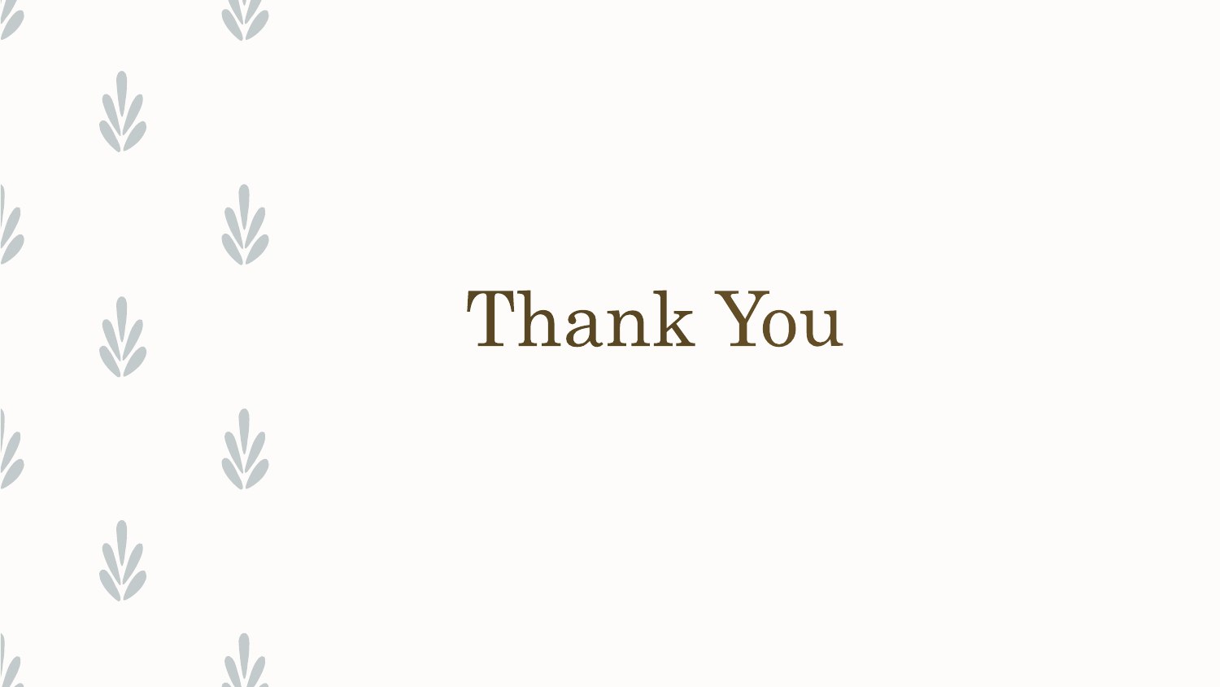# Thank You